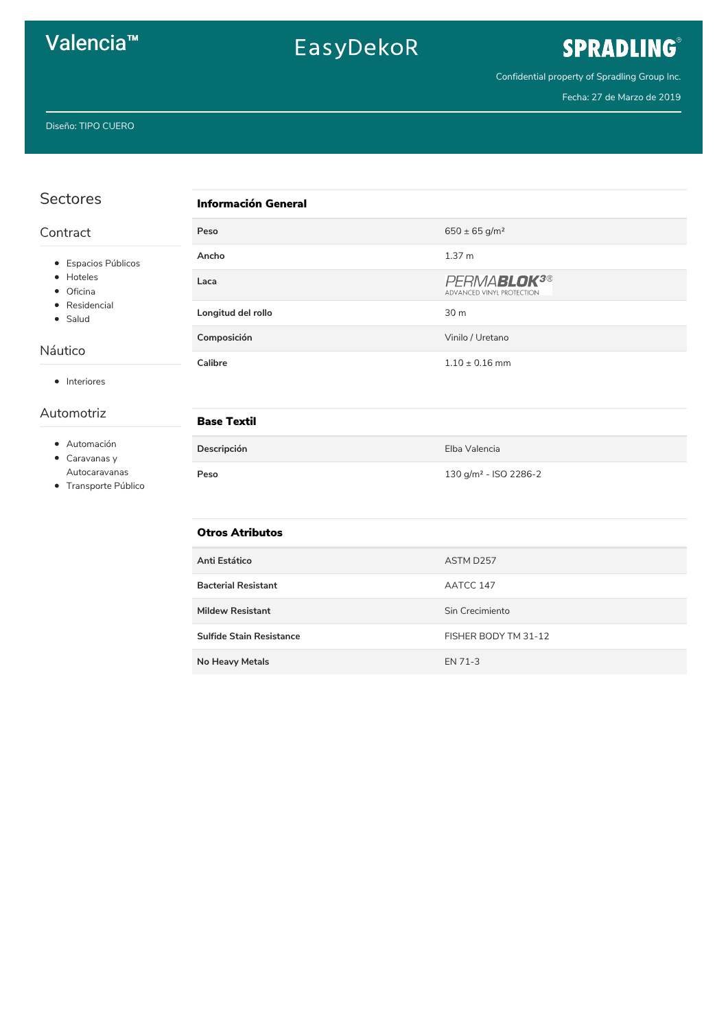# Valencia™

EasyDekoR

**SPRADLING®**

Confidential property of Spradling Group Inc.

Fecha: 27 de Marzo de 2019

Diseño: TIPO CUERO

## Sectores

### Contract

- Espacios Públicos
- Hoteles
- Oficina
- Residencial
- Salud

### Náutico

- Interiores

### Automotriz

- Automoción
- Caravanas y Autocaravanas
- Transporte Público

| **Información General** | |
|---|---|
| **Peso** | 650 ± 65 g/m² |
| **Ancho** | 1.37 m |
| **Laca** | PERMABLOK3® ADVANCED VINYL PROTECTION |
| **Longitud del rollo** | 30 m |
| **Composición** | Vinilo / Uretano |
| **Calibre** | 1.10 ± 0.16 mm |

| **Base Textil** | |
|---|---|
| **Descripción** | Elba Valencia |
| **Peso** | 130 g/m² - ISO 2286-2 |

| **Otros Atributos** | |
|---|---|
| **Anti Estático** | ASTM D257 |
| **Bacterial Resistant** | AATCC 147 |
| **Mildew Resistant** | Sin Crecimiento |
| **Sulfide Stain Resistance** | FISHER BODY TM 31-12 |
| **No Heavy Metals** | EN 71-3 |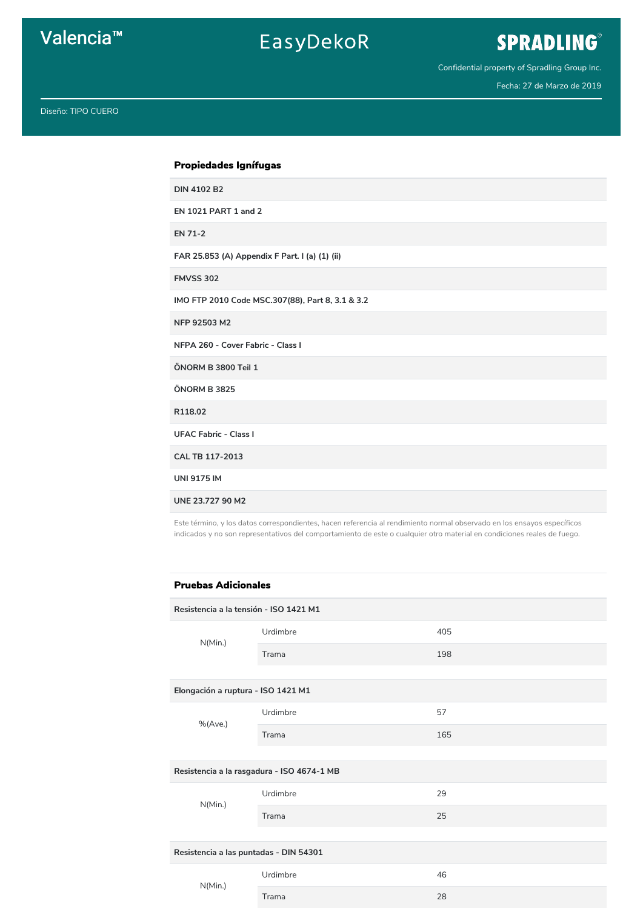# Valencia™

EasyDekoR

**SPRADLING®**

Confidential property of Spradling Group Inc.

Fecha: 27 de Marzo de 2019

Diseño: TIPO CUERO

## Propiedades Ignífugas

- **DIN 4102 B2**
- **EN 1021 PART 1 and 2**
- **EN 71-2**
- **FAR 25.853 (A) Appendix F Part. I (a) (1) (ii)**
- **FMVSS 302**
- **IMO FTP 2010 Code MSC.307(88), Part 8, 3.1 & 3.2**
- **NFP 92503 M2**
- **NFPA 260 - Cover Fabric - Class I**
- **ÖNORM B 3800 Teil 1**
- **ÖNORM B 3825**
- **R118.02**
- **UFAC Fabric - Class I**
- **CAL TB 117-2013**
- **UNI 9175 IM**
- **UNE 23.727 90 M2**

Este término, y los datos correspondientes, hacen referencia al rendimiento normal observado en los ensayos específicos indicados y no son representativos del comportamiento de este o cualquier otro material en condiciones reales de fuego.

## Pruebas Adicionales

**Resistencia a la tensión - ISO 1421 M1**

| | | |
|---|---|---|
| N(Min.) | Urdimbre | 405 |
| | Trama | 198 |

**Elongación a ruptura - ISO 1421 M1**

| | | |
|---|---|---|
| %(Ave.) | Urdimbre | 57 |
| | Trama | 165 |

**Resistencia a la rasgadura - ISO 4674-1 MB**

| | | |
|---|---|---|
| N(Min.) | Urdimbre | 29 |
| | Trama | 25 |

**Resistencia a las puntadas - DIN 54301**

| | | |
|---|---|---|
| N(Min.) | Urdimbre | 46 |
| | Trama | 28 |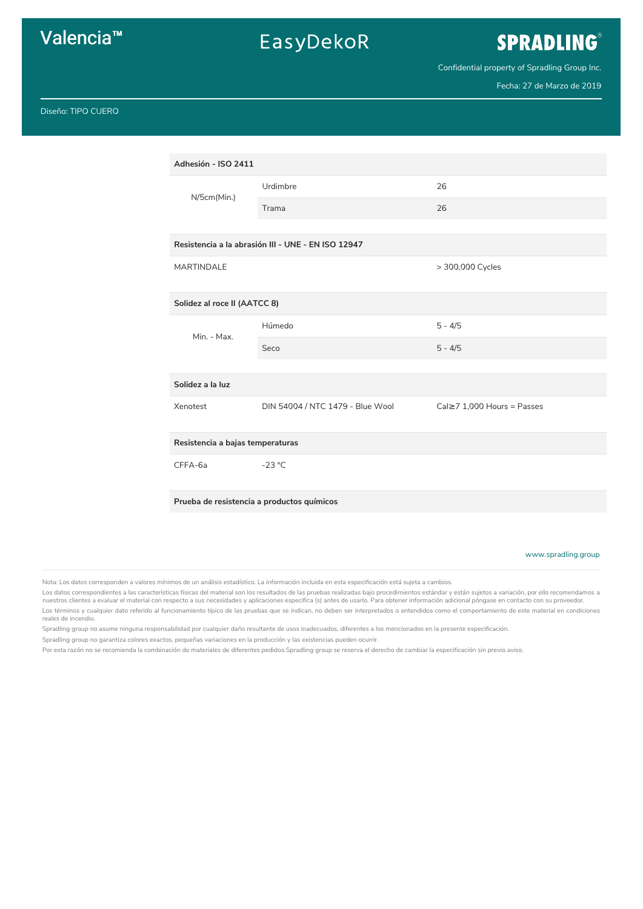# Valencia™

EasyDekoR

SPRADLING®

Confidential property of Spradling Group Inc.

Fecha: 27 de Marzo de 2019

Diseño: TIPO CUERO

| Adhesión - ISO 2411 | | |
|---|---|---|
| N/5cm(Min.) | Urdimbre | 26 |
| | Trama | 26 |

| Resistencia a la abrasión III - UNE - EN ISO 12947 | | |
|---|---|---|
| MARTINDALE | | > 300,000 Cycles |

| Solidez al roce II (AATCC 8) | | |
|---|---|---|
| Min. - Max. | Húmedo | 5 - 4/5 |
| | Seco | 5 - 4/5 |

| Solidez a la luz | | |
|---|---|---|
| Xenotest | DIN 54004 / NTC 1479 - Blue Wool | Cal≥7 1,000 Hours = Passes |

| Resistencia a bajas temperaturas | | |
|---|---|---|
| CFFA-6a | -23 °C | |

| Prueba de resistencia a productos químicos |
|---|

www.spradling.group

Nota: Los datos corresponden a valores mínimos de un análisis estadístico. La información incluida en esta especificación está sujeta a cambios.

Los datos correspondientes a las características físicas del material son los resultados de las pruebas realizadas bajo procedimientos estándar y están sujetos a variación, por ello recomendamos a nuestros clientes a evaluar el material con respecto a sus necesidades y aplicaciones especifica (s) antes de usarlo. Para obtener información adicional póngase en contacto con su proveedor.

Los términos y cualquier dato referido al funcionamiento típico de las pruebas que se indican, no deben ser interpretados o entendidos como el comportamiento de este material en condiciones reales de incendio.

Spradling group no asume ninguna responsabilidad por cualquier daño resultante de usos inadecuados, diferentes a los mencionados en la presente especificación.

Spradling group no garantiza colores exactos, pequeñas variaciones en la producción y las existencias pueden ocurrir.

Por esta razón no se recomienda la combinación de materiales de diferentes pedidos.Spradling group se reserva el derecho de cambiar la especificación sin previo aviso.